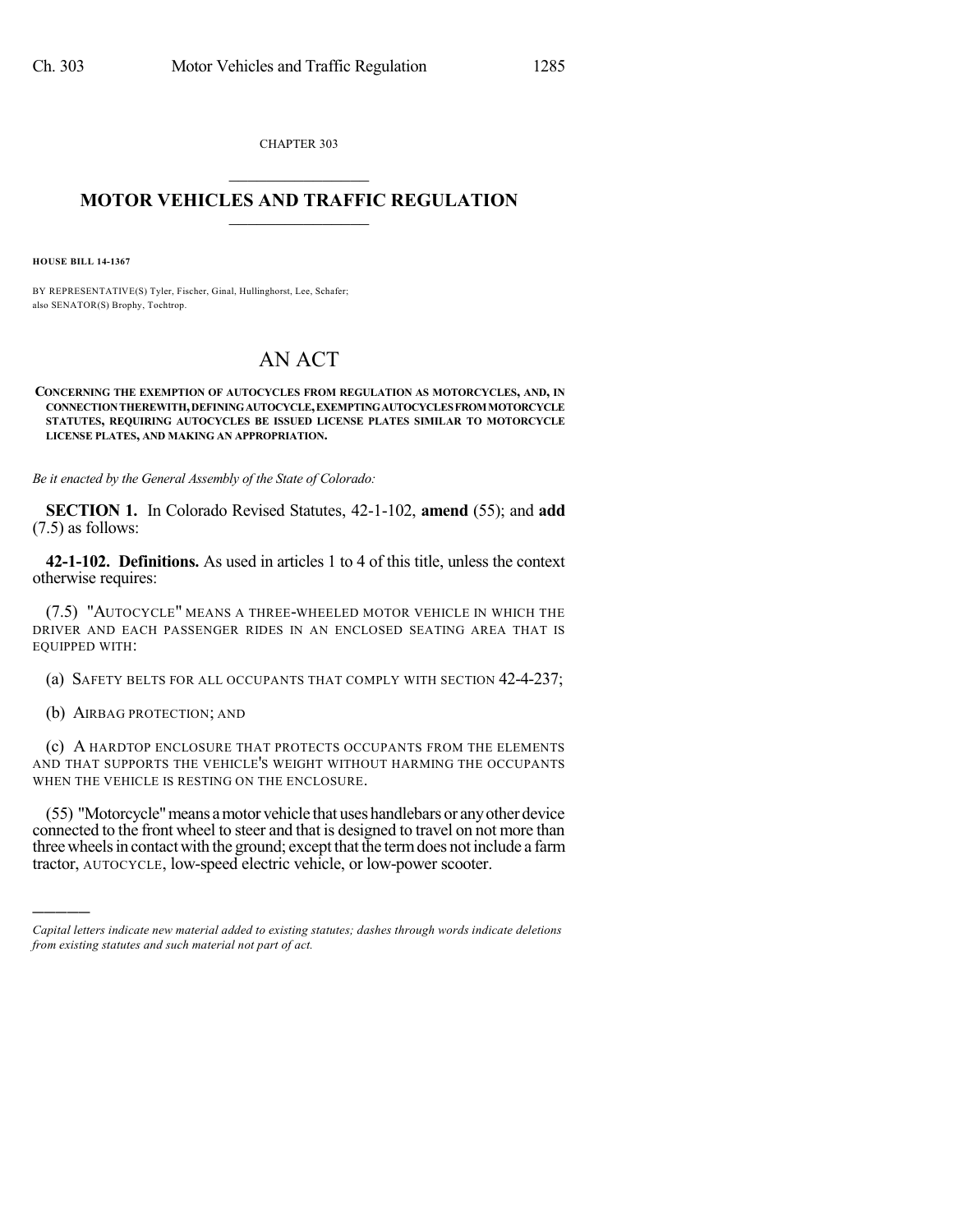CHAPTER 303

# MOTOR VEHICLES AND TRAFFIC REGULATION

**HOUSE BILL 14-1367**

BY REPRESENTATIVE(S) Tyler, Fischer, Ginal, Hullinghorst, Lee, Schafer;
also SENATOR(S) Brophy, Tochtrop.

# AN ACT

**CONCERNING THE EXEMPTION OF AUTOCYCLES FROM REGULATION AS MOTORCYCLES, AND, IN CONNECTION THEREWITH, DEFINING AUTOCYCLE, EXEMPTING AUTOCYCLES FROM MOTORCYCLE STATUTES, REQUIRING AUTOCYCLES BE ISSUED LICENSE PLATES SIMILAR TO MOTORCYCLE LICENSE PLATES, AND MAKING AN APPROPRIATION.**

*Be it enacted by the General Assembly of the State of Colorado:*

**SECTION 1.** In Colorado Revised Statutes, 42-1-102, **amend** (55); and **add** (7.5) as follows:

**42-1-102. Definitions.** As used in articles 1 to 4 of this title, unless the context otherwise requires:

(7.5) "AUTOCYCLE" MEANS A THREE-WHEELED MOTOR VEHICLE IN WHICH THE DRIVER AND EACH PASSENGER RIDES IN AN ENCLOSED SEATING AREA THAT IS EQUIPPED WITH:

(a) SAFETY BELTS FOR ALL OCCUPANTS THAT COMPLY WITH SECTION 42-4-237;

(b) AIRBAG PROTECTION; AND

(c) A HARDTOP ENCLOSURE THAT PROTECTS OCCUPANTS FROM THE ELEMENTS AND THAT SUPPORTS THE VEHICLE'S WEIGHT WITHOUT HARMING THE OCCUPANTS WHEN THE VEHICLE IS RESTING ON THE ENCLOSURE.

(55) "Motorcycle" means a motor vehicle that uses handlebars or any other device connected to the front wheel to steer and that is designed to travel on not more than three wheels in contact with the ground; except that the term does not include a farm tractor, AUTOCYCLE, low-speed electric vehicle, or low-power scooter.

---

*Capital letters indicate new material added to existing statutes; dashes through words indicate deletions from existing statutes and such material not part of act.*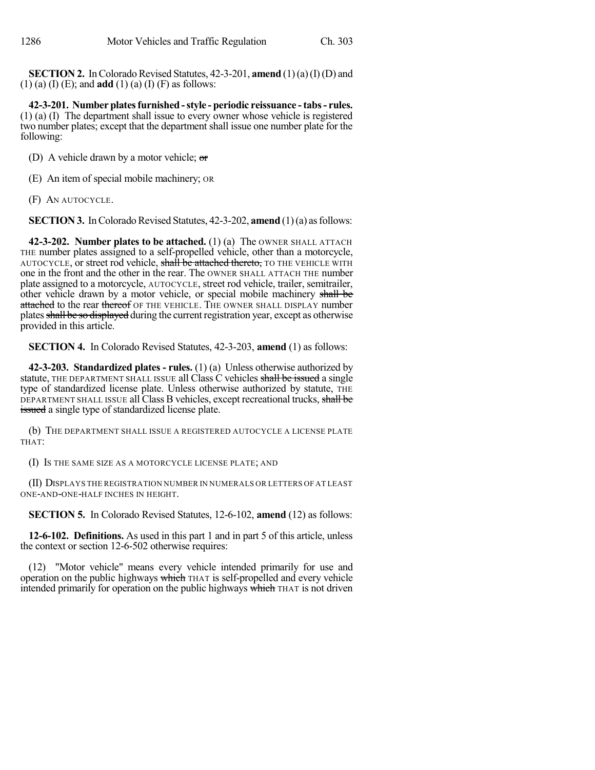**SECTION 2.** In Colorado Revised Statutes, 42-3-201, **amend** (1) (a) (I) (D) and (1) (a) (I) (E); and **add** (1) (a) (I) (F) as follows:

**42-3-201. Number plates furnished - style - periodic reissuance - tabs - rules.** (1) (a) (I) The department shall issue to every owner whose vehicle is registered two number plates; except that the department shall issue one number plate for the following:

(D) A vehicle drawn by a motor vehicle; ~~or~~

(E) An item of special mobile machinery; OR

(F) AN AUTOCYCLE.

**SECTION 3.** In Colorado Revised Statutes, 42-3-202, **amend** (1) (a) as follows:

**42-3-202. Number plates to be attached.** (1) (a) The OWNER SHALL ATTACH THE number plates assigned to a self-propelled vehicle, other than a motorcycle, AUTOCYCLE, or street rod vehicle, ~~shall be attached thereto,~~ TO THE VEHICLE WITH one in the front and the other in the rear. The OWNER SHALL ATTACH THE number plate assigned to a motorcycle, AUTOCYCLE, street rod vehicle, trailer, semitrailer, other vehicle drawn by a motor vehicle, or special mobile machinery ~~shall be attached~~ to the rear ~~thereof~~ OF THE VEHICLE. THE OWNER SHALL DISPLAY number plates ~~shall be so displayed~~ during the current registration year, except as otherwise provided in this article.

**SECTION 4.** In Colorado Revised Statutes, 42-3-203, **amend** (1) as follows:

**42-3-203. Standardized plates - rules.** (1) (a) Unless otherwise authorized by statute, THE DEPARTMENT SHALL ISSUE all Class C vehicles ~~shall be issued~~ a single type of standardized license plate. Unless otherwise authorized by statute, THE DEPARTMENT SHALL ISSUE all Class B vehicles, except recreational trucks, ~~shall be issued~~ a single type of standardized license plate.

(b) THE DEPARTMENT SHALL ISSUE A REGISTERED AUTOCYCLE A LICENSE PLATE THAT:

(I) IS THE SAME SIZE AS A MOTORCYCLE LICENSE PLATE; AND

(II) DISPLAYS THE REGISTRATION NUMBER IN NUMERALS OR LETTERS OF AT LEAST ONE-AND-ONE-HALF INCHES IN HEIGHT.

**SECTION 5.** In Colorado Revised Statutes, 12-6-102, **amend** (12) as follows:

**12-6-102. Definitions.** As used in this part 1 and in part 5 of this article, unless the context or section 12-6-502 otherwise requires:

(12) "Motor vehicle" means every vehicle intended primarily for use and operation on the public highways ~~which~~ THAT is self-propelled and every vehicle intended primarily for operation on the public highways ~~which~~ THAT is not driven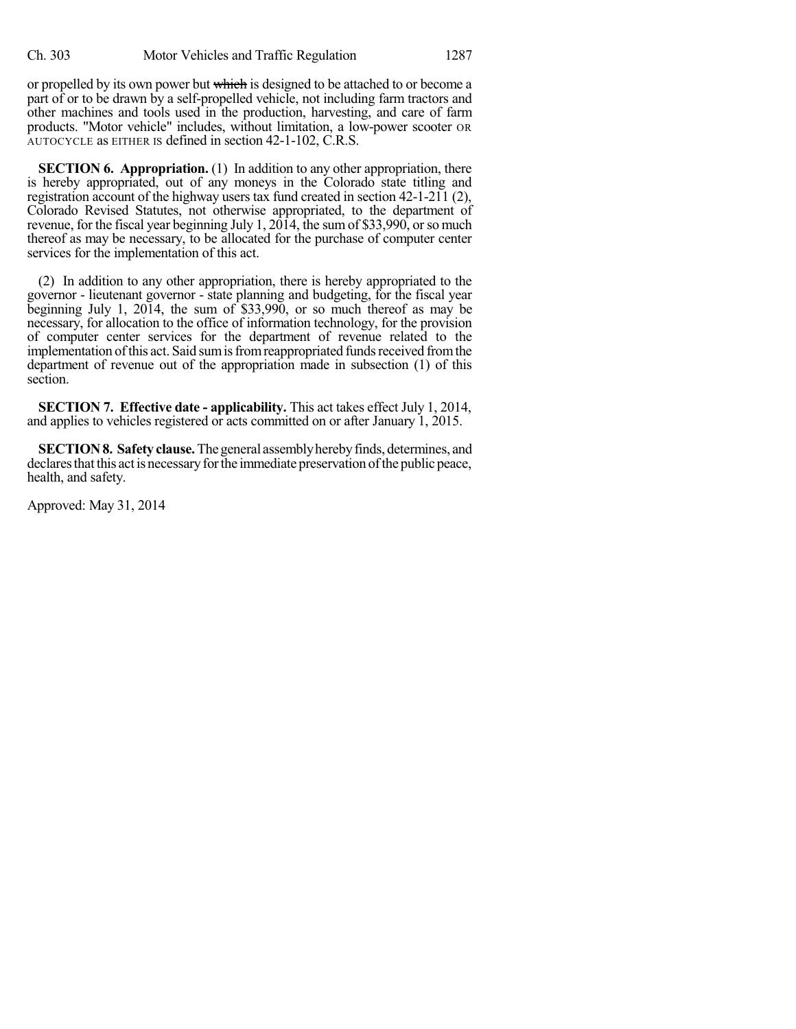or propelled by its own power but ~~which~~ is designed to be attached to or become a part of or to be drawn by a self-propelled vehicle, not including farm tractors and other machines and tools used in the production, harvesting, and care of farm products. "Motor vehicle" includes, without limitation, a low-power scooter OR AUTOCYCLE as EITHER IS defined in section 42-1-102, C.R.S.

**SECTION 6. Appropriation.** (1) In addition to any other appropriation, there is hereby appropriated, out of any moneys in the Colorado state titling and registration account of the highway users tax fund created in section 42-1-211 (2), Colorado Revised Statutes, not otherwise appropriated, to the department of revenue, for the fiscal year beginning July 1, 2014, the sum of $33,990, or so much thereof as may be necessary, to be allocated for the purchase of computer center services for the implementation of this act.

(2) In addition to any other appropriation, there is hereby appropriated to the governor - lieutenant governor - state planning and budgeting, for the fiscal year beginning July 1, 2014, the sum of $33,990, or so much thereof as may be necessary, for allocation to the office of information technology, for the provision of computer center services for the department of revenue related to the implementation of this act. Said sum is from reappropriated funds received from the department of revenue out of the appropriation made in subsection (1) of this section.

**SECTION 7. Effective date - applicability.** This act takes effect July 1, 2014, and applies to vehicles registered or acts committed on or after January 1, 2015.

**SECTION 8. Safety clause.** The general assembly hereby finds, determines, and declares that this act is necessary for the immediate preservation of the public peace, health, and safety.

Approved: May 31, 2014